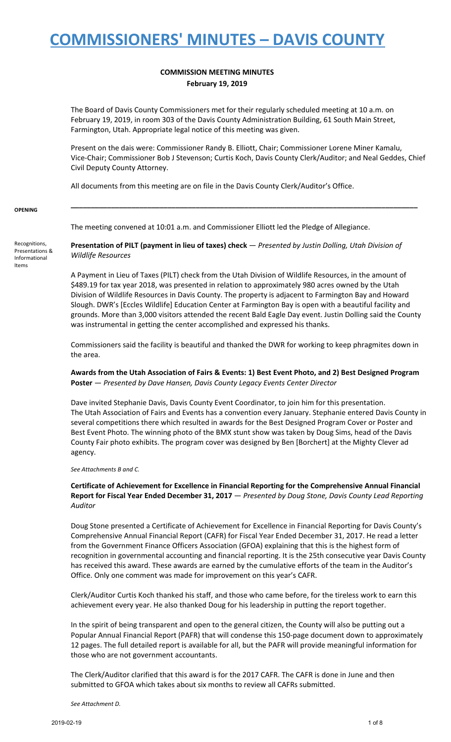# COMMISSIONERS' MINUTES – DAVIS COUNTY

## COMMISSION MEETING MINUTES
**February 19, 2019**

The Board of Davis County Commissioners met for their regularly scheduled meeting at 10 a.m. on February 19, 2019, in room 303 of the Davis County Administration Building, 61 South Main Street, Farmington, Utah. Appropriate legal notice of this meeting was given.

Present on the dais were: Commissioner Randy B. Elliott, Chair; Commissioner Lorene Miner Kamalu, Vice-Chair; Commissioner Bob J Stevenson; Curtis Koch, Davis County Clerk/Auditor; and Neal Geddes, Chief Civil Deputy County Attorney.

All documents from this meeting are on file in the Davis County Clerk/Auditor's Office.

**OPENING**

The meeting convened at 10:01 a.m. and Commissioner Elliott led the Pledge of Allegiance.

Recognitions, Presentations & Informational Items

**Presentation of PILT (payment in lieu of taxes) check** — *Presented by Justin Dolling, Utah Division of Wildlife Resources*

A Payment in Lieu of Taxes (PILT) check from the Utah Division of Wildlife Resources, in the amount of $489.19 for tax year 2018, was presented in relation to approximately 980 acres owned by the Utah Division of Wildlife Resources in Davis County. The property is adjacent to Farmington Bay and Howard Slough. DWR's [Eccles Wildlife] Education Center at Farmington Bay is open with a beautiful facility and grounds. More than 3,000 visitors attended the recent Bald Eagle Day event. Justin Dolling said the County was instrumental in getting the center accomplished and expressed his thanks.

Commissioners said the facility is beautiful and thanked the DWR for working to keep phragmites down in the area.

**Awards from the Utah Association of Fairs & Events: 1) Best Event Photo, and 2) Best Designed Program Poster** — *Presented by Dave Hansen, Davis County Legacy Events Center Director*

Dave invited Stephanie Davis, Davis County Event Coordinator, to join him for this presentation. The Utah Association of Fairs and Events has a convention every January. Stephanie entered Davis County in several competitions there which resulted in awards for the Best Designed Program Cover or Poster and Best Event Photo. The winning photo of the BMX stunt show was taken by Doug Sims, head of the Davis County Fair photo exhibits. The program cover was designed by Ben [Borchert] at the Mighty Clever ad agency.

*See Attachments B and C.*

**Certificate of Achievement for Excellence in Financial Reporting for the Comprehensive Annual Financial Report for Fiscal Year Ended December 31, 2017** — *Presented by Doug Stone, Davis County Lead Reporting Auditor*

Doug Stone presented a Certificate of Achievement for Excellence in Financial Reporting for Davis County's Comprehensive Annual Financial Report (CAFR) for Fiscal Year Ended December 31, 2017. He read a letter from the Government Finance Officers Association (GFOA) explaining that this is the highest form of recognition in governmental accounting and financial reporting. It is the 25th consecutive year Davis County has received this award. These awards are earned by the cumulative efforts of the team in the Auditor's Office. Only one comment was made for improvement on this year's CAFR.

Clerk/Auditor Curtis Koch thanked his staff, and those who came before, for the tireless work to earn this achievement every year. He also thanked Doug for his leadership in putting the report together.

In the spirit of being transparent and open to the general citizen, the County will also be putting out a Popular Annual Financial Report (PAFR) that will condense this 150-page document down to approximately 12 pages. The full detailed report is available for all, but the PAFR will provide meaningful information for those who are not government accountants.

The Clerk/Auditor clarified that this award is for the 2017 CAFR. The CAFR is done in June and then submitted to GFOA which takes about six months to review all CAFRs submitted.

*See Attachment D.*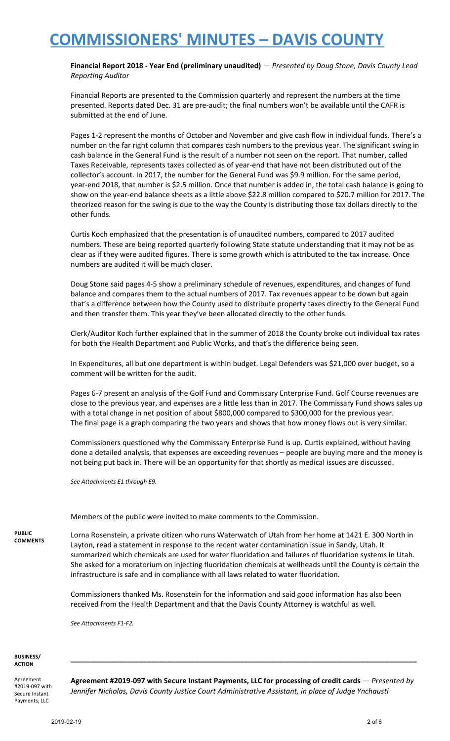**Financial Report 2018 - Year End (preliminary unaudited)** — *Presented by Doug Stone, Davis County Lead Reporting Auditor*

Financial Reports are presented to the Commission quarterly and represent the numbers at the time presented. Reports dated Dec. 31 are pre-audit; the final numbers won't be available until the CAFR is submitted at the end of June.

Pages 1-2 represent the months of October and November and give cash flow in individual funds. There's a number on the far right column that compares cash numbers to the previous year. The significant swing in cash balance in the General Fund is the result of a number not seen on the report. That number, called Taxes Receivable, represents taxes collected as of year-end that have not been distributed out of the collector's account. In 2017, the number for the General Fund was $9.9 million. For the same period, year-end 2018, that number is $2.5 million. Once that number is added in, the total cash balance is going to show on the year-end balance sheets as a little above $22.8 million compared to $20.7 million for 2017. The theorized reason for the swing is due to the way the County is distributing those tax dollars directly to the other funds.

Curtis Koch emphasized that the presentation is of unaudited numbers, compared to 2017 audited numbers. These are being reported quarterly following State statute understanding that it may not be as clear as if they were audited figures. There is some growth which is attributed to the tax increase. Once numbers are audited it will be much closer.

Doug Stone said pages 4-5 show a preliminary schedule of revenues, expenditures, and changes of fund balance and compares them to the actual numbers of 2017. Tax revenues appear to be down but again that's a difference between how the County used to distribute property taxes directly to the General Fund and then transfer them. This year they've been allocated directly to the other funds.

Clerk/Auditor Koch further explained that in the summer of 2018 the County broke out individual tax rates for both the Health Department and Public Works, and that's the difference being seen.

In Expenditures, all but one department is within budget. Legal Defenders was $21,000 over budget, so a comment will be written for the audit.

Pages 6-7 present an analysis of the Golf Fund and Commissary Enterprise Fund. Golf Course revenues are close to the previous year, and expenses are a little less than in 2017. The Commissary Fund shows sales up with a total change in net position of about $800,000 compared to $300,000 for the previous year. The final page is a graph comparing the two years and shows that how money flows out is very similar.

Commissioners questioned why the Commissary Enterprise Fund is up. Curtis explained, without having done a detailed analysis, that expenses are exceeding revenues – people are buying more and the money is not being put back in. There will be an opportunity for that shortly as medical issues are discussed.

*See Attachments E1 through E9.*

Members of the public were invited to make comments to the Commission.

**PUBLIC COMMENTS**

Lorna Rosenstein, a private citizen who runs Waterwatch of Utah from her home at 1421 E. 300 North in Layton, read a statement in response to the recent water contamination issue in Sandy, Utah. It summarized which chemicals are used for water fluoridation and failures of fluoridation systems in Utah. She asked for a moratorium on injecting fluoridation chemicals at wellheads until the County is certain the infrastructure is safe and in compliance with all laws related to water fluoridation.

Commissioners thanked Ms. Rosenstein for the information and said good information has also been received from the Health Department and that the Davis County Attorney is watchful as well.

*See Attachments F1-F2.*

**BUSINESS/ ACTION**

---

Agreement #2019-097 with Secure Instant Payments, LLC

**Agreement #2019-097 with Secure Instant Payments, LLC for processing of credit cards** — *Presented by Jennifer Nicholas, Davis County Justice Court Administrative Assistant, in place of Judge Ynchausti*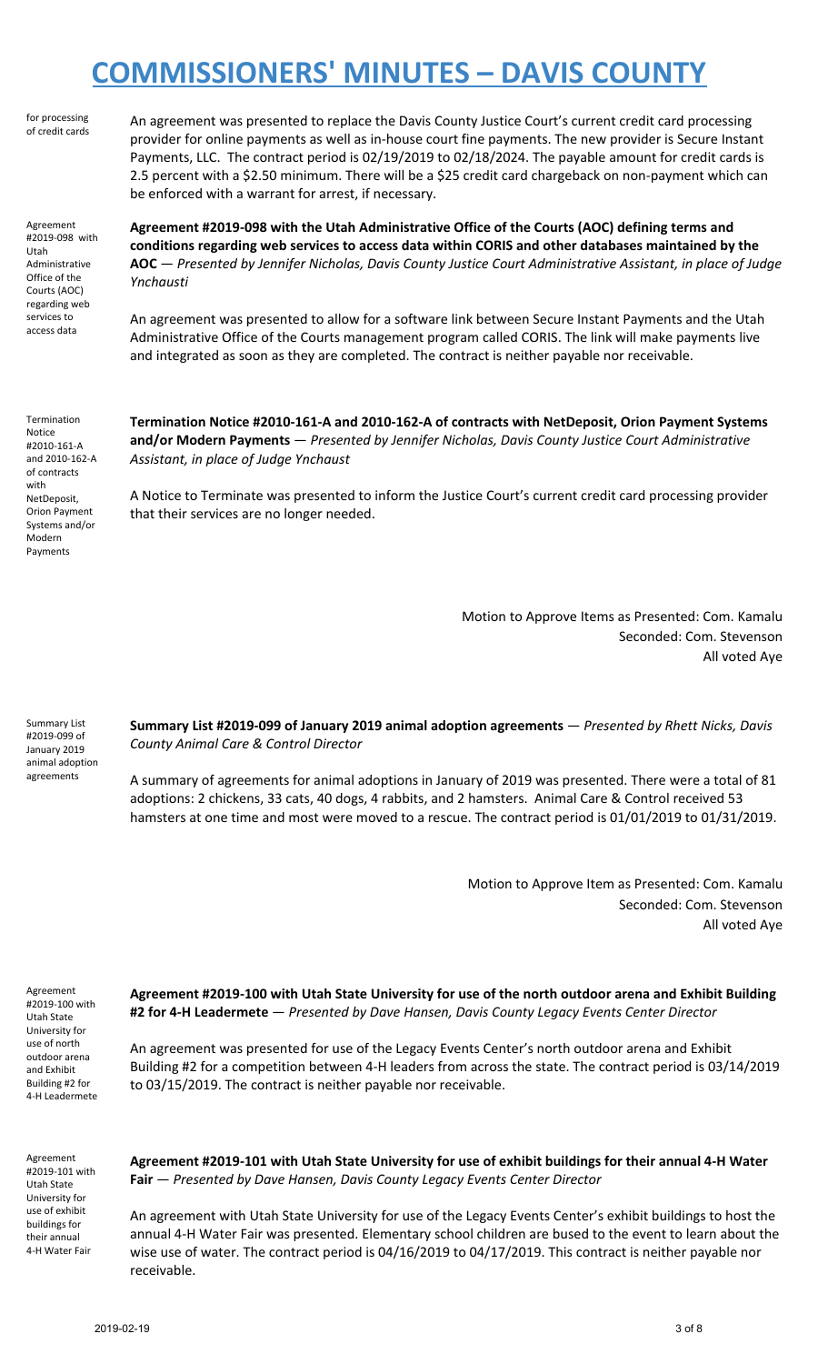# COMMISSIONERS' MINUTES – DAVIS COUNTY

for processing of credit cards

An agreement was presented to replace the Davis County Justice Court's current credit card processing provider for online payments as well as in-house court fine payments. The new provider is Secure Instant Payments, LLC. The contract period is 02/19/2019 to 02/18/2024. The payable amount for credit cards is 2.5 percent with a $2.50 minimum. There will be a $25 credit card chargeback on non-payment which can be enforced with a warrant for arrest, if necessary.

Agreement #2019-098 with Utah Administrative Office of the Courts (AOC) regarding web services to access data

**Agreement #2019-098 with the Utah Administrative Office of the Courts (AOC) defining terms and conditions regarding web services to access data within CORIS and other databases maintained by the AOC** — *Presented by Jennifer Nicholas, Davis County Justice Court Administrative Assistant, in place of Judge Ynchausti*

An agreement was presented to allow for a software link between Secure Instant Payments and the Utah Administrative Office of the Courts management program called CORIS. The link will make payments live and integrated as soon as they are completed. The contract is neither payable nor receivable.

Termination Notice #2010-161-A and 2010-162-A of contracts with NetDeposit, Orion Payment Systems and/or Modern Payments

**Termination Notice #2010-161-A and 2010-162-A of contracts with NetDeposit, Orion Payment Systems and/or Modern Payments** — *Presented by Jennifer Nicholas, Davis County Justice Court Administrative Assistant, in place of Judge Ynchaust*

A Notice to Terminate was presented to inform the Justice Court's current credit card processing provider that their services are no longer needed.

Motion to Approve Items as Presented: Com. Kamalu
Seconded: Com. Stevenson
All voted Aye

Summary List #2019-099 of January 2019 animal adoption agreements

**Summary List #2019-099 of January 2019 animal adoption agreements** — *Presented by Rhett Nicks, Davis County Animal Care & Control Director*

A summary of agreements for animal adoptions in January of 2019 was presented. There were a total of 81 adoptions: 2 chickens, 33 cats, 40 dogs, 4 rabbits, and 2 hamsters. Animal Care & Control received 53 hamsters at one time and most were moved to a rescue. The contract period is 01/01/2019 to 01/31/2019.

Motion to Approve Item as Presented: Com. Kamalu
Seconded: Com. Stevenson
All voted Aye

Agreement #2019-100 with Utah State University for use of north outdoor arena and Exhibit Building #2 for 4-H Leadermete

**Agreement #2019-100 with Utah State University for use of the north outdoor arena and Exhibit Building #2 for 4-H Leadermete** — *Presented by Dave Hansen, Davis County Legacy Events Center Director*

An agreement was presented for use of the Legacy Events Center's north outdoor arena and Exhibit Building #2 for a competition between 4-H leaders from across the state. The contract period is 03/14/2019 to 03/15/2019. The contract is neither payable nor receivable.

Agreement #2019-101 with Utah State University for use of exhibit buildings for their annual 4-H Water Fair

**Agreement #2019-101 with Utah State University for use of exhibit buildings for their annual 4-H Water Fair** — *Presented by Dave Hansen, Davis County Legacy Events Center Director*

An agreement with Utah State University for use of the Legacy Events Center's exhibit buildings to host the annual 4-H Water Fair was presented. Elementary school children are bused to the event to learn about the wise use of water. The contract period is 04/16/2019 to 04/17/2019. This contract is neither payable nor receivable.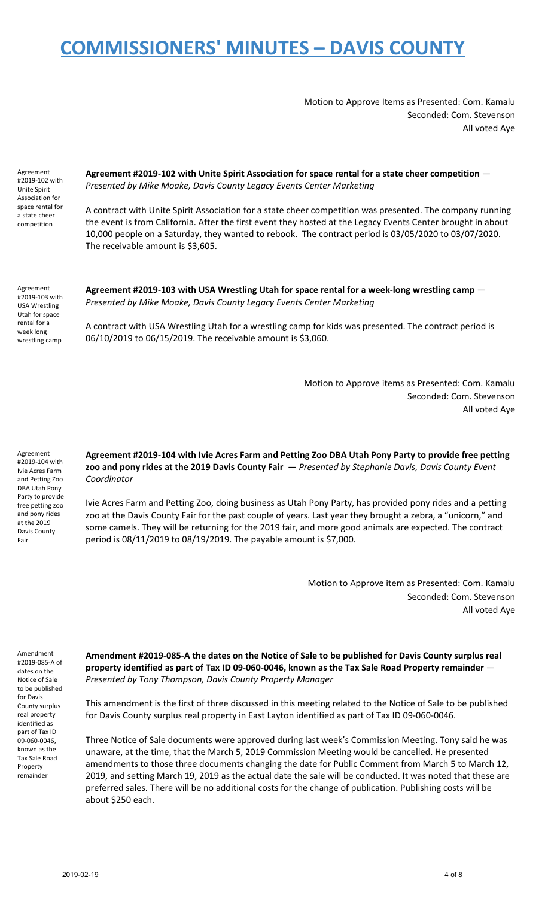# COMMISSIONERS' MINUTES – DAVIS COUNTY

Motion to Approve Items as Presented: Com. Kamalu
Seconded: Com. Stevenson
All voted Aye

Agreement #2019-102 with Unite Spirit Association for space rental for a state cheer competition

**Agreement #2019-102 with Unite Spirit Association for space rental for a state cheer competition** — *Presented by Mike Moake, Davis County Legacy Events Center Marketing*

A contract with Unite Spirit Association for a state cheer competition was presented. The company running the event is from California. After the first event they hosted at the Legacy Events Center brought in about 10,000 people on a Saturday, they wanted to rebook. The contract period is 03/05/2020 to 03/07/2020. The receivable amount is $3,605.

Agreement #2019-103 with USA Wrestling Utah for space rental for a week long wrestling camp

**Agreement #2019-103 with USA Wrestling Utah for space rental for a week-long wrestling camp** — *Presented by Mike Moake, Davis County Legacy Events Center Marketing*

A contract with USA Wrestling Utah for a wrestling camp for kids was presented. The contract period is 06/10/2019 to 06/15/2019. The receivable amount is $3,060.

Motion to Approve items as Presented: Com. Kamalu
Seconded: Com. Stevenson
All voted Aye

Agreement #2019-104 with Ivie Acres Farm and Petting Zoo DBA Utah Pony Party to provide free petting zoo and pony rides at the 2019 Davis County Fair

**Agreement #2019-104 with Ivie Acres Farm and Petting Zoo DBA Utah Pony Party to provide free petting zoo and pony rides at the 2019 Davis County Fair** — *Presented by Stephanie Davis, Davis County Event Coordinator*

Ivie Acres Farm and Petting Zoo, doing business as Utah Pony Party, has provided pony rides and a petting zoo at the Davis County Fair for the past couple of years. Last year they brought a zebra, a "unicorn," and some camels. They will be returning for the 2019 fair, and more good animals are expected. The contract period is 08/11/2019 to 08/19/2019. The payable amount is $7,000.

Motion to Approve item as Presented: Com. Kamalu
Seconded: Com. Stevenson
All voted Aye

Amendment #2019-085-A of dates on the Notice of Sale to be published for Davis County surplus real property identified as part of Tax ID 09-060-0046, known as the Tax Sale Road Property remainder

**Amendment #2019-085-A the dates on the Notice of Sale to be published for Davis County surplus real property identified as part of Tax ID 09-060-0046, known as the Tax Sale Road Property remainder** — *Presented by Tony Thompson, Davis County Property Manager*

This amendment is the first of three discussed in this meeting related to the Notice of Sale to be published for Davis County surplus real property in East Layton identified as part of Tax ID 09-060-0046.

Three Notice of Sale documents were approved during last week's Commission Meeting. Tony said he was unaware, at the time, that the March 5, 2019 Commission Meeting would be cancelled. He presented amendments to those three documents changing the date for Public Comment from March 5 to March 12, 2019, and setting March 19, 2019 as the actual date the sale will be conducted. It was noted that these are preferred sales. There will be no additional costs for the change of publication. Publishing costs will be about $250 each.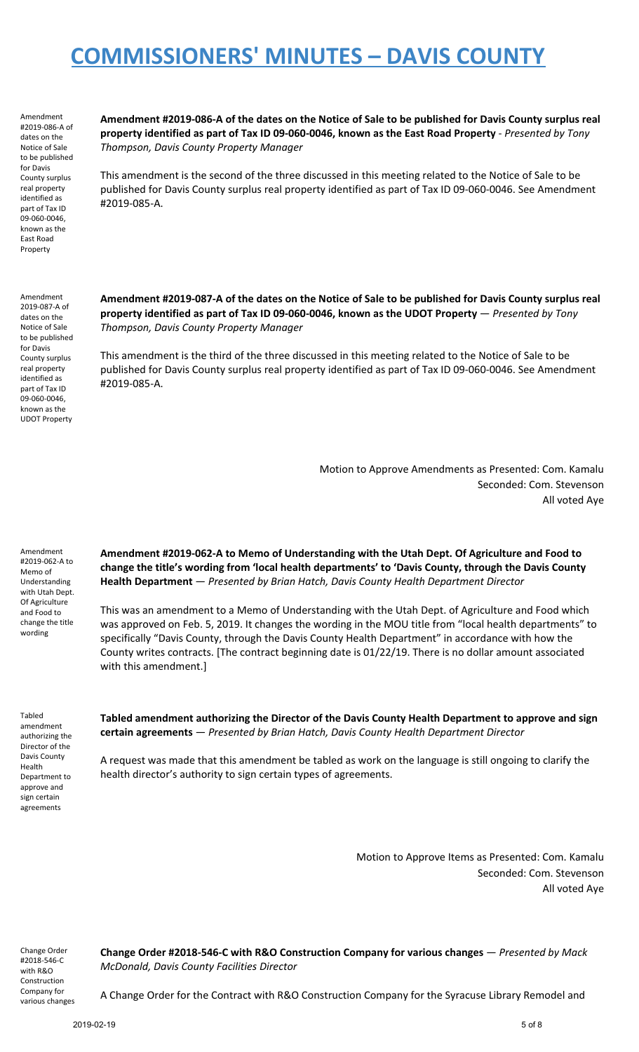# COMMISSIONERS' MINUTES – DAVIS COUNTY

Amendment #2019-086-A of dates on the Notice of Sale to be published for Davis County surplus real property identified as part of Tax ID 09-060-0046, known as the East Road Property

**Amendment #2019-086-A of the dates on the Notice of Sale to be published for Davis County surplus real property identified as part of Tax ID 09-060-0046, known as the East Road Property** - *Presented by Tony Thompson, Davis County Property Manager*

This amendment is the second of the three discussed in this meeting related to the Notice of Sale to be published for Davis County surplus real property identified as part of Tax ID 09-060-0046. See Amendment #2019-085-A.

Amendment 2019-087-A of dates on the Notice of Sale to be published for Davis County surplus real property identified as part of Tax ID 09-060-0046, known as the UDOT Property

**Amendment #2019-087-A of the dates on the Notice of Sale to be published for Davis County surplus real property identified as part of Tax ID 09-060-0046, known as the UDOT Property** — *Presented by Tony Thompson, Davis County Property Manager*

This amendment is the third of the three discussed in this meeting related to the Notice of Sale to be published for Davis County surplus real property identified as part of Tax ID 09-060-0046. See Amendment #2019-085-A.

Motion to Approve Amendments as Presented: Com. Kamalu
Seconded: Com. Stevenson
All voted Aye

Amendment #2019-062-A to Memo of Understanding with Utah Dept. Of Agriculture and Food to change the title wording

**Amendment #2019-062-A to Memo of Understanding with the Utah Dept. Of Agriculture and Food to change the title's wording from 'local health departments' to 'Davis County, through the Davis County Health Department** — *Presented by Brian Hatch, Davis County Health Department Director*

This was an amendment to a Memo of Understanding with the Utah Dept. of Agriculture and Food which was approved on Feb. 5, 2019. It changes the wording in the MOU title from "local health departments" to specifically "Davis County, through the Davis County Health Department" in accordance with how the County writes contracts. [The contract beginning date is 01/22/19. There is no dollar amount associated with this amendment.]

Tabled amendment authorizing the Director of the Davis County Health Department to approve and sign certain agreements

**Tabled amendment authorizing the Director of the Davis County Health Department to approve and sign certain agreements** — *Presented by Brian Hatch, Davis County Health Department Director*

A request was made that this amendment be tabled as work on the language is still ongoing to clarify the health director's authority to sign certain types of agreements.

Motion to Approve Items as Presented: Com. Kamalu
Seconded: Com. Stevenson
All voted Aye

Change Order #2018-546-C with R&O Construction Company for various changes

**Change Order #2018-546-C with R&O Construction Company for various changes** — *Presented by Mack McDonald, Davis County Facilities Director*

A Change Order for the Contract with R&O Construction Company for the Syracuse Library Remodel and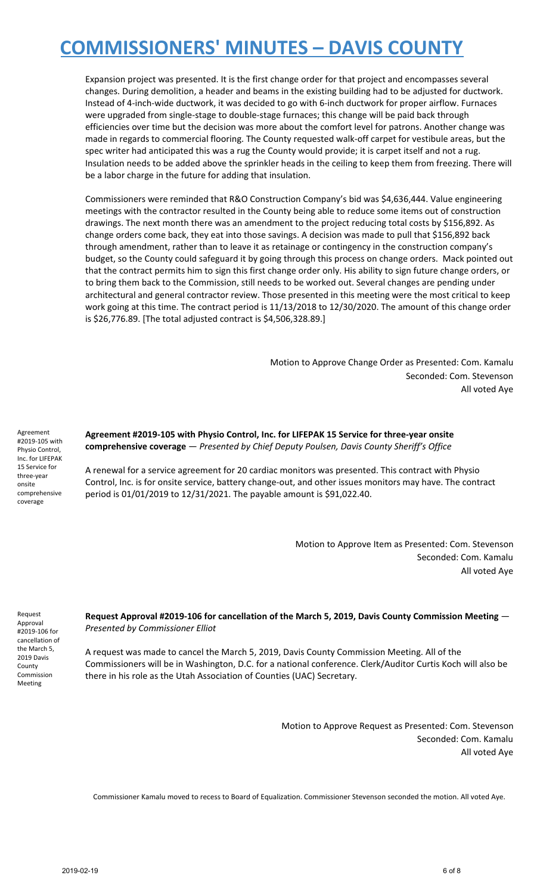# COMMISSIONERS' MINUTES – DAVIS COUNTY

Expansion project was presented. It is the first change order for that project and encompasses several changes. During demolition, a header and beams in the existing building had to be adjusted for ductwork. Instead of 4-inch-wide ductwork, it was decided to go with 6-inch ductwork for proper airflow. Furnaces were upgraded from single-stage to double-stage furnaces; this change will be paid back through efficiencies over time but the decision was more about the comfort level for patrons. Another change was made in regards to commercial flooring. The County requested walk-off carpet for vestibule areas, but the spec writer had anticipated this was a rug the County would provide; it is carpet itself and not a rug. Insulation needs to be added above the sprinkler heads in the ceiling to keep them from freezing. There will be a labor charge in the future for adding that insulation.

Commissioners were reminded that R&O Construction Company's bid was $4,636,444. Value engineering meetings with the contractor resulted in the County being able to reduce some items out of construction drawings. The next month there was an amendment to the project reducing total costs by $156,892. As change orders come back, they eat into those savings. A decision was made to pull that $156,892 back through amendment, rather than to leave it as retainage or contingency in the construction company's budget, so the County could safeguard it by going through this process on change orders. Mack pointed out that the contract permits him to sign this first change order only. His ability to sign future change orders, or to bring them back to the Commission, still needs to be worked out. Several changes are pending under architectural and general contractor review. Those presented in this meeting were the most critical to keep work going at this time. The contract period is 11/13/2018 to 12/30/2020. The amount of this change order is $26,776.89. [The total adjusted contract is $4,506,328.89.]

Motion to Approve Change Order as Presented: Com. Kamalu
Seconded: Com. Stevenson
All voted Aye

*Agreement #2019-105 with Physio Control, Inc. for LIFEPAK 15 Service for three-year onsite comprehensive coverage*

**Agreement #2019-105 with Physio Control, Inc. for LIFEPAK 15 Service for three-year onsite comprehensive coverage** — *Presented by Chief Deputy Poulsen, Davis County Sheriff's Office*

A renewal for a service agreement for 20 cardiac monitors was presented. This contract with Physio Control, Inc. is for onsite service, battery change-out, and other issues monitors may have. The contract period is 01/01/2019 to 12/31/2021. The payable amount is $91,022.40.

Motion to Approve Item as Presented: Com. Stevenson
Seconded: Com. Kamalu
All voted Aye

*Request Approval #2019-106 for cancellation of the March 5, 2019 Davis County Commission Meeting*

**Request Approval #2019-106 for cancellation of the March 5, 2019, Davis County Commission Meeting** — *Presented by Commissioner Elliot*

A request was made to cancel the March 5, 2019, Davis County Commission Meeting. All of the Commissioners will be in Washington, D.C. for a national conference. Clerk/Auditor Curtis Koch will also be there in his role as the Utah Association of Counties (UAC) Secretary.

Motion to Approve Request as Presented: Com. Stevenson
Seconded: Com. Kamalu
All voted Aye

Commissioner Kamalu moved to recess to Board of Equalization. Commissioner Stevenson seconded the motion. All voted Aye.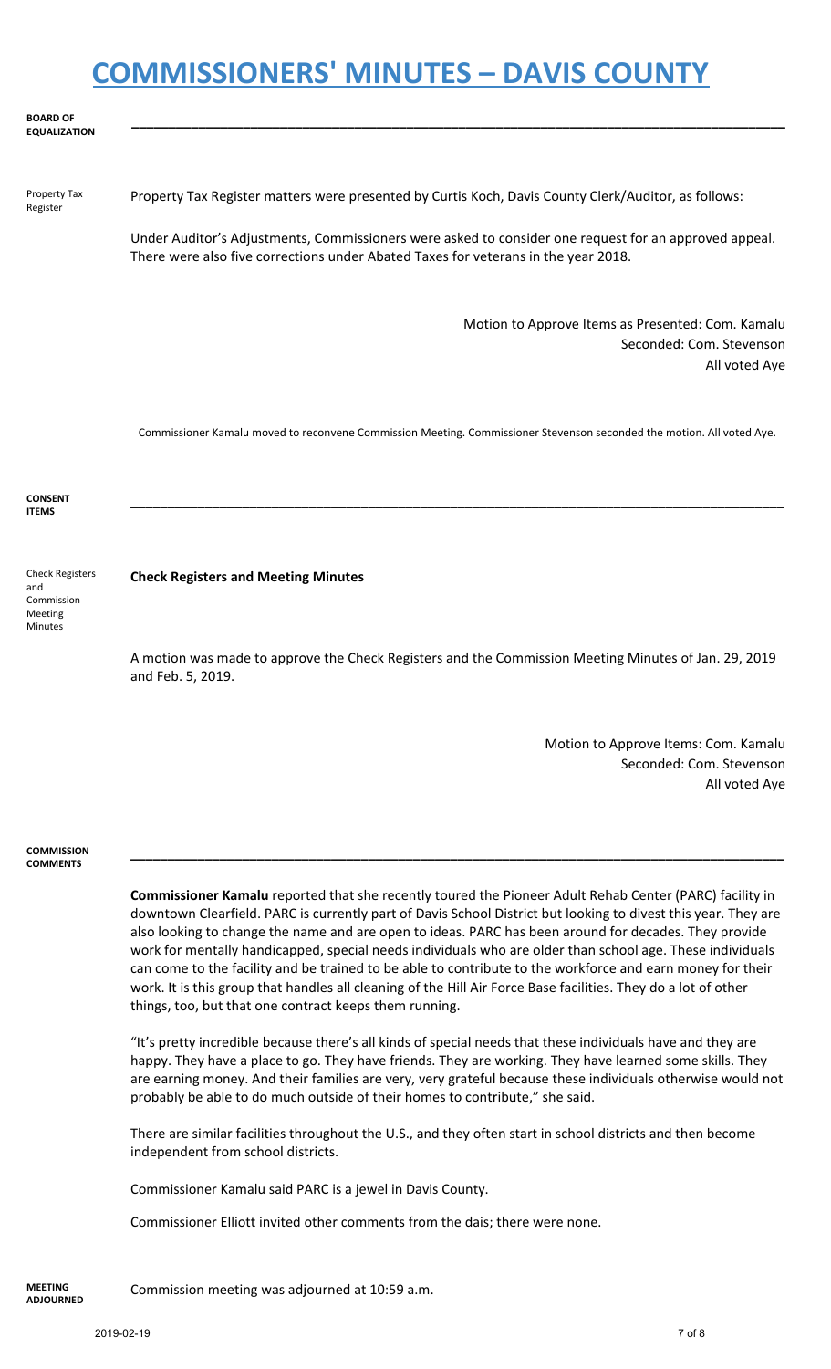# COMMISSIONERS' MINUTES – DAVIS COUNTY

**BOARD OF EQUALIZATION**

---

Property Tax Register

Property Tax Register matters were presented by Curtis Koch, Davis County Clerk/Auditor, as follows:

Under Auditor's Adjustments, Commissioners were asked to consider one request for an approved appeal. There were also five corrections under Abated Taxes for veterans in the year 2018.

Motion to Approve Items as Presented: Com. Kamalu
Seconded: Com. Stevenson
All voted Aye

Commissioner Kamalu moved to reconvene Commission Meeting. Commissioner Stevenson seconded the motion. All voted Aye.

**CONSENT ITEMS**

---

Check Registers and Commission Meeting Minutes

**Check Registers and Meeting Minutes**

A motion was made to approve the Check Registers and the Commission Meeting Minutes of Jan. 29, 2019 and Feb. 5, 2019.

Motion to Approve Items: Com. Kamalu
Seconded: Com. Stevenson
All voted Aye

**COMMISSION COMMENTS**

---

**Commissioner Kamalu** reported that she recently toured the Pioneer Adult Rehab Center (PARC) facility in downtown Clearfield. PARC is currently part of Davis School District but looking to divest this year. They are also looking to change the name and are open to ideas. PARC has been around for decades. They provide work for mentally handicapped, special needs individuals who are older than school age. These individuals can come to the facility and be trained to be able to contribute to the workforce and earn money for their work. It is this group that handles all cleaning of the Hill Air Force Base facilities. They do a lot of other things, too, but that one contract keeps them running.

"It's pretty incredible because there's all kinds of special needs that these individuals have and they are happy. They have a place to go. They have friends. They are working. They have learned some skills. They are earning money. And their families are very, very grateful because these individuals otherwise would not probably be able to do much outside of their homes to contribute," she said.

There are similar facilities throughout the U.S., and they often start in school districts and then become independent from school districts.

Commissioner Kamalu said PARC is a jewel in Davis County.

Commissioner Elliott invited other comments from the dais; there were none.

**MEETING ADJOURNED**

Commission meeting was adjourned at 10:59 a.m.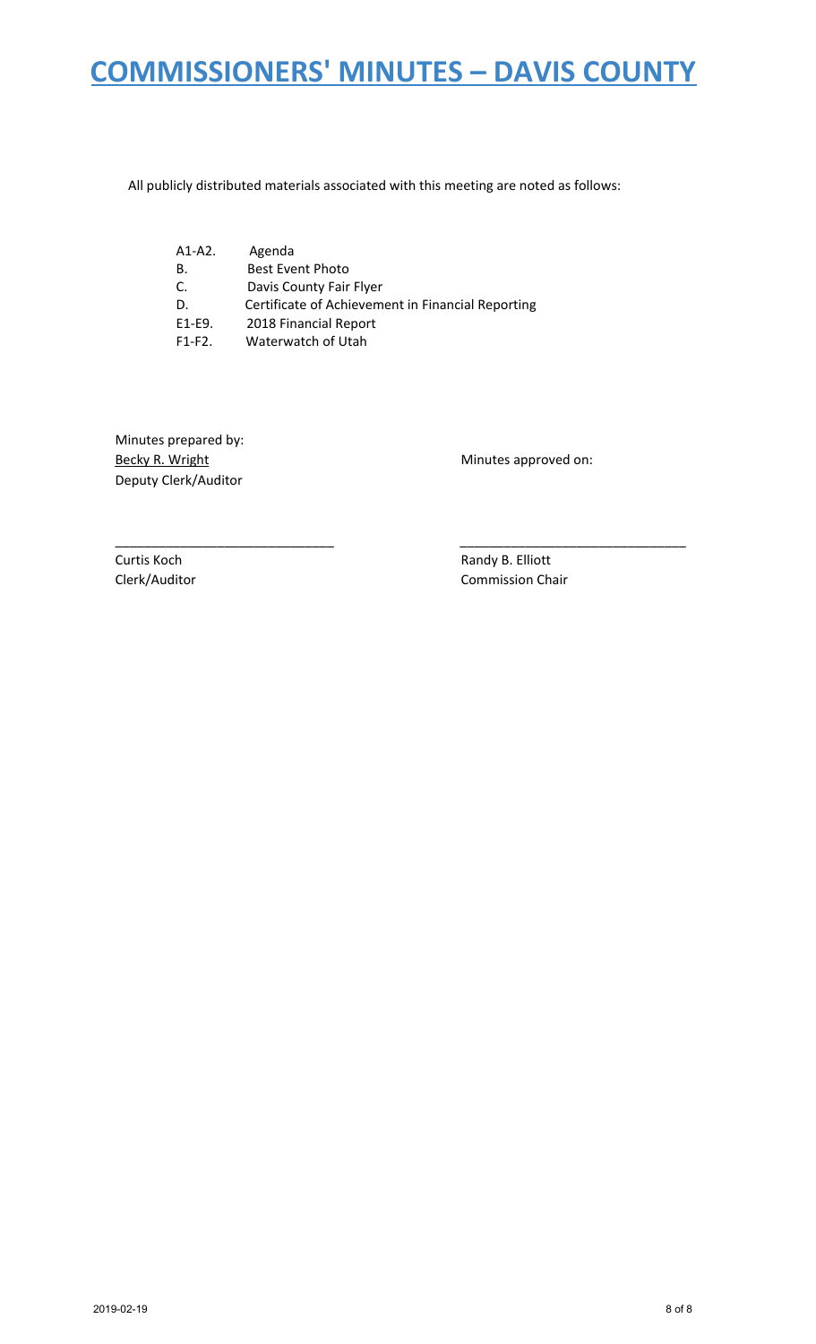All publicly distributed materials associated with this meeting are noted as follows:

| | |
|---|---|
| A1-A2. | Agenda |
| B. | Best Event Photo |
| C. | Davis County Fair Flyer |
| D. | Certificate of Achievement in Financial Reporting |
| E1-E9. | 2018 Financial Report |
| F1-F2. | Waterwatch of Utah |

Minutes prepared by:
Becky R. Wright
Deputy Clerk/Auditor

Minutes approved on:

_______________________________

Curtis Koch
Clerk/Auditor

_______________________________

Randy B. Elliott
Commission Chair